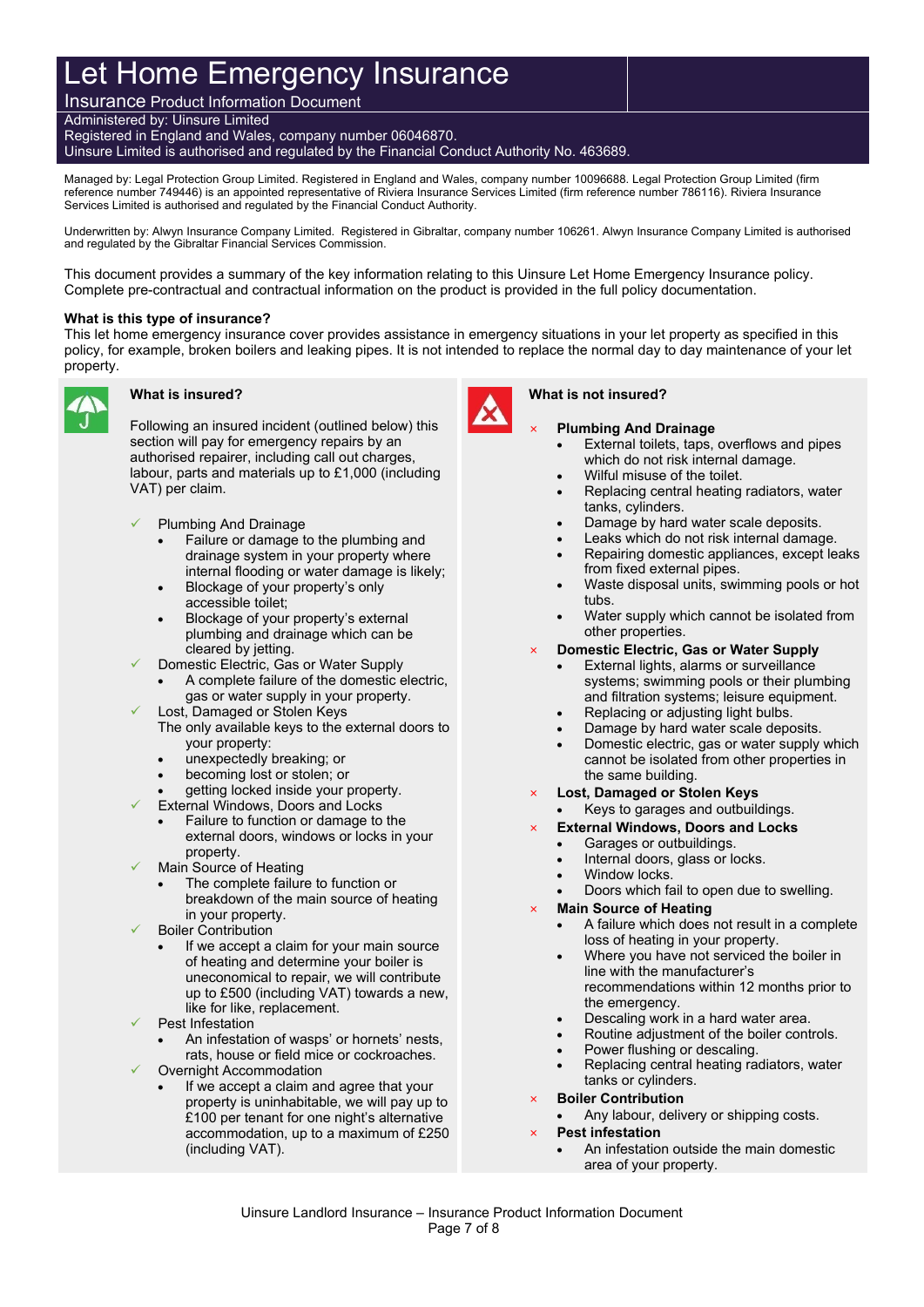# Let Home Emergency Insurance

## Insurance Product Information Document

Administered by: Uinsure Limited
Registered in England and Wales, company number 06046870.
Uinsure Limited is authorised and regulated by the Financial Conduct Authority No. 463689.

Managed by: Legal Protection Group Limited. Registered in England and Wales, company number 10096688. Legal Protection Group Limited (firm reference number 749446) is an appointed representative of Riviera Insurance Services Limited (firm reference number 786116). Riviera Insurance Services Limited is authorised and regulated by the Financial Conduct Authority.

Underwritten by: Alwyn Insurance Company Limited. Registered in Gibraltar, company number 106261. Alwyn Insurance Company Limited is authorised and regulated by the Gibraltar Financial Services Commission.

This document provides a summary of the key information relating to this Uinsure Let Home Emergency Insurance policy. Complete pre-contractual and contractual information on the product is provided in the full policy documentation.

**What is this type of insurance?**
This let home emergency insurance cover provides assistance in emergency situations in your let property as specified in this policy, for example, broken boilers and leaking pipes. It is not intended to replace the normal day to day maintenance of your let property.

### What is insured?

Following an insured incident (outlined below) this section will pay for emergency repairs by an authorised repairer, including call out charges, labour, parts and materials up to £1,000 (including VAT) per claim.

- ✓ Plumbing And Drainage
  - Failure or damage to the plumbing and drainage system in your property where internal flooding or water damage is likely;
  - Blockage of your property's only accessible toilet;
  - Blockage of your property's external plumbing and drainage which can be cleared by jetting.
- ✓ Domestic Electric, Gas or Water Supply
  - A complete failure of the domestic electric, gas or water supply in your property.
- ✓ Lost, Damaged or Stolen Keys
  The only available keys to the external doors to your property:
  - unexpectedly breaking; or
  - becoming lost or stolen; or
  - getting locked inside your property.
- ✓ External Windows, Doors and Locks
  - Failure to function or damage to the external doors, windows or locks in your property.
- ✓ Main Source of Heating
  - The complete failure to function or breakdown of the main source of heating in your property.
- ✓ Boiler Contribution
  - If we accept a claim for your main source of heating and determine your boiler is uneconomical to repair, we will contribute up to £500 (including VAT) towards a new, like for like, replacement.
- ✓ Pest Infestation
  - An infestation of wasps' or hornets' nests, rats, house or field mice or cockroaches.
- ✓ Overnight Accommodation
  - If we accept a claim and agree that your property is uninhabitable, we will pay up to £100 per tenant for one night's alternative accommodation, up to a maximum of £250 (including VAT).

### What is not insured?

- × **Plumbing And Drainage**
  - External toilets, taps, overflows and pipes which do not risk internal damage.
  - Wilful misuse of the toilet.
  - Replacing central heating radiators, water tanks, cylinders.
  - Damage by hard water scale deposits.
  - Leaks which do not risk internal damage.
  - Repairing domestic appliances, except leaks from fixed external pipes.
  - Waste disposal units, swimming pools or hot tubs.
  - Water supply which cannot be isolated from other properties.
- × **Domestic Electric, Gas or Water Supply**
  - External lights, alarms or surveillance systems; swimming pools or their plumbing and filtration systems; leisure equipment.
  - Replacing or adjusting light bulbs.
  - Damage by hard water scale deposits.
  - Domestic electric, gas or water supply which cannot be isolated from other properties in the same building.
- × **Lost, Damaged or Stolen Keys**
  - Keys to garages and outbuildings.
- × **External Windows, Doors and Locks**
  - Garages or outbuildings.
  - Internal doors, glass or locks.
  - Window locks.
  - Doors which fail to open due to swelling.
- × **Main Source of Heating**
  - A failure which does not result in a complete loss of heating in your property.
  - Where you have not serviced the boiler in line with the manufacturer's recommendations within 12 months prior to the emergency.
  - Descaling work in a hard water area.
  - Routine adjustment of the boiler controls.
  - Power flushing or descaling.
  - Replacing central heating radiators, water tanks or cylinders.
- × **Boiler Contribution**
  - Any labour, delivery or shipping costs.
- × **Pest infestation**
  - An infestation outside the main domestic area of your property.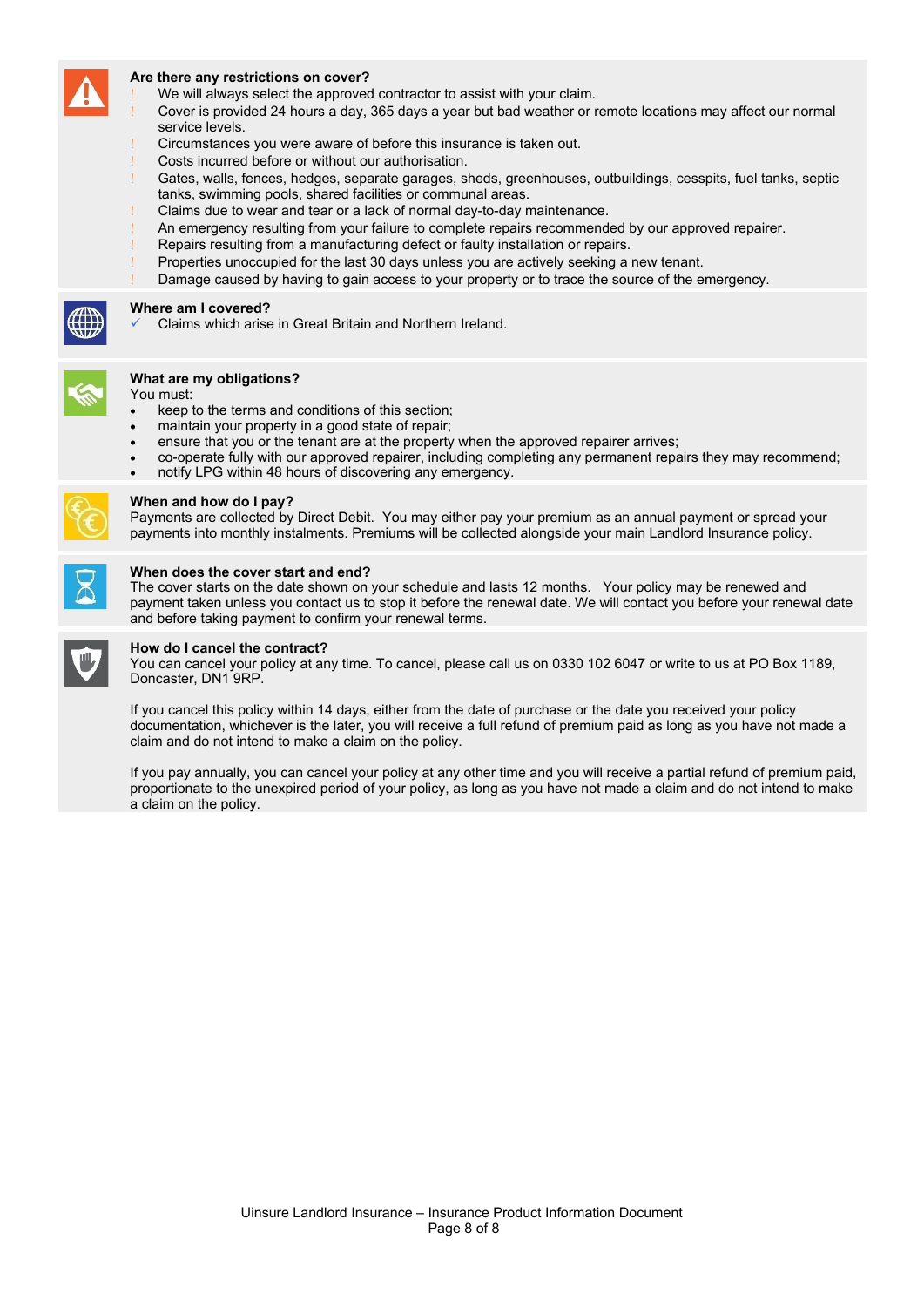### Are there any restrictions on cover?

- ! We will always select the approved contractor to assist with your claim.
- ! Cover is provided 24 hours a day, 365 days a year but bad weather or remote locations may affect our normal service levels.
- ! Circumstances you were aware of before this insurance is taken out.
- ! Costs incurred before or without our authorisation.
- ! Gates, walls, fences, hedges, separate garages, sheds, greenhouses, outbuildings, cesspits, fuel tanks, septic tanks, swimming pools, shared facilities or communal areas.
- ! Claims due to wear and tear or a lack of normal day-to-day maintenance.
- ! An emergency resulting from your failure to complete repairs recommended by our approved repairer.
- ! Repairs resulting from a manufacturing defect or faulty installation or repairs.
- ! Properties unoccupied for the last 30 days unless you are actively seeking a new tenant.
- ! Damage caused by having to gain access to your property or to trace the source of the emergency.

### Where am I covered?

- ✓ Claims which arise in Great Britain and Northern Ireland.

### What are my obligations?

You must:

- keep to the terms and conditions of this section;
- maintain your property in a good state of repair;
- ensure that you or the tenant are at the property when the approved repairer arrives;
- co-operate fully with our approved repairer, including completing any permanent repairs they may recommend;
- notify LPG within 48 hours of discovering any emergency.

### When and how do I pay?

Payments are collected by Direct Debit. You may either pay your premium as an annual payment or spread your payments into monthly instalments. Premiums will be collected alongside your main Landlord Insurance policy.

### When does the cover start and end?

The cover starts on the date shown on your schedule and lasts 12 months. Your policy may be renewed and payment taken unless you contact us to stop it before the renewal date. We will contact you before your renewal date and before taking payment to confirm your renewal terms.

### How do I cancel the contract?

You can cancel your policy at any time. To cancel, please call us on 0330 102 6047 or write to us at PO Box 1189, Doncaster, DN1 9RP.

If you cancel this policy within 14 days, either from the date of purchase or the date you received your policy documentation, whichever is the later, you will receive a full refund of premium paid as long as you have not made a claim and do not intend to make a claim on the policy.

If you pay annually, you can cancel your policy at any other time and you will receive a partial refund of premium paid, proportionate to the unexpired period of your policy, as long as you have not made a claim and do not intend to make a claim on the policy.